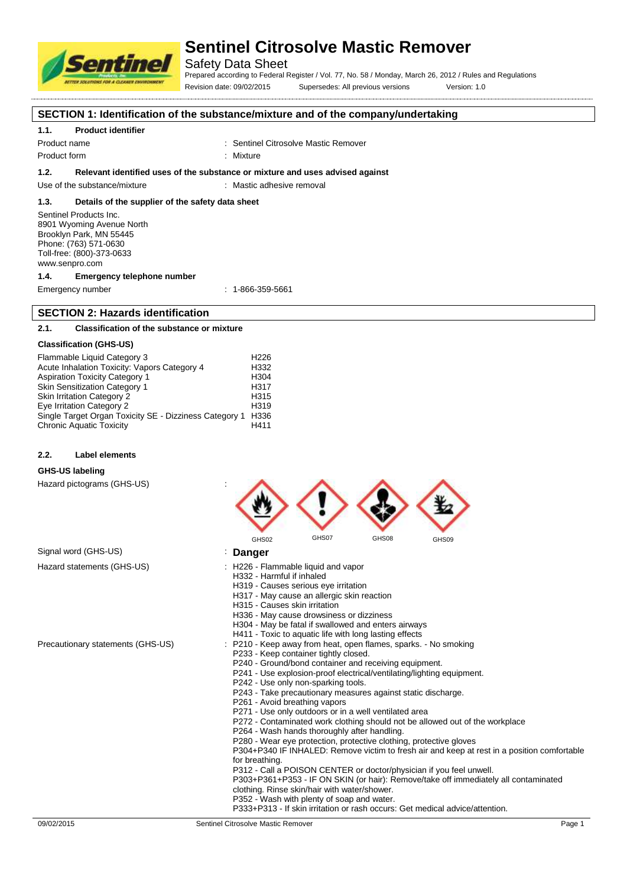# Sentinel Citrosolve Mastic Remover

Safety Data Sheet

Prepared according to Federal Register / Vol. 77, No. 58 / Monday, March 26, 2012 / Rules and Regulations

Revision date: 09/02/2015 Supersedes: All previous versions Version: 1.0

## SECTION 1: Identification of the substance/mixture and of the company/undertaking

### 1.1. Product identifier

Product name : Sentinel Citrosolve Mastic Remover

Product form : Mixture

### 1.2. Relevant identified uses of the substance or mixture and uses advised against

Use of the substance/mixture : Mastic adhesive removal

### 1.3. Details of the supplier of the safety data sheet

Sentinel Products Inc.
8901 Wyoming Avenue North
Brooklyn Park, MN 55445
Phone: (763) 571-0630
Toll-free: (800)-373-0633
www.senpro.com

### 1.4. Emergency telephone number

Emergency number : 1-866-359-5661

## SECTION 2: Hazards identification

### 2.1. Classification of the substance or mixture

**Classification (GHS-US)**

| | |
|---|---|
| Flammable Liquid Category 3 | H226 |
| Acute Inhalation Toxicity: Vapors Category 4 | H332 |
| Aspiration Toxicity Category 1 | H304 |
| Skin Sensitization Category 1 | H317 |
| Skin Irritation Category 2 | H315 |
| Eye Irritation Category 2 | H319 |
| Single Target Organ Toxicity SE - Dizziness Category 1 | H336 |
| Chronic Aquatic Toxicity | H411 |

### 2.2. Label elements

**GHS-US labeling**

Hazard pictograms (GHS-US) : GHS02 GHS07 GHS08 GHS09

Signal word (GHS-US) : **Danger**

Hazard statements (GHS-US) :
- H226 - Flammable liquid and vapor
- H332 - Harmful if inhaled
- H319 - Causes serious eye irritation
- H317 - May cause an allergic skin reaction
- H315 - Causes skin irritation
- H336 - May cause drowsiness or dizziness
- H304 - May be fatal if swallowed and enters airways
- H411 - Toxic to aquatic life with long lasting effects

Precautionary statements (GHS-US) :
- P210 - Keep away from heat, open flames, sparks. - No smoking
- P233 - Keep container tightly closed.
- P240 - Ground/bond container and receiving equipment.
- P241 - Use explosion-proof electrical/ventilating/lighting equipment.
- P242 - Use only non-sparking tools.
- P243 - Take precautionary measures against static discharge.
- P261 - Avoid breathing vapors
- P271 - Use only outdoors or in a well ventilated area
- P272 - Contaminated work clothing should not be allowed out of the workplace
- P264 - Wash hands thoroughly after handling.
- P280 - Wear eye protection, protective clothing, protective gloves
- P304+P340 IF INHALED: Remove victim to fresh air and keep at rest in a position comfortable for breathing.
- P312 - Call a POISON CENTER or doctor/physician if you feel unwell.
- P303+P361+P353 - IF ON SKIN (or hair): Remove/take off immediately all contaminated clothing. Rinse skin/hair with water/shower.
- P352 - Wash with plenty of soap and water.
- P333+P313 - If skin irritation or rash occurs: Get medical advice/attention.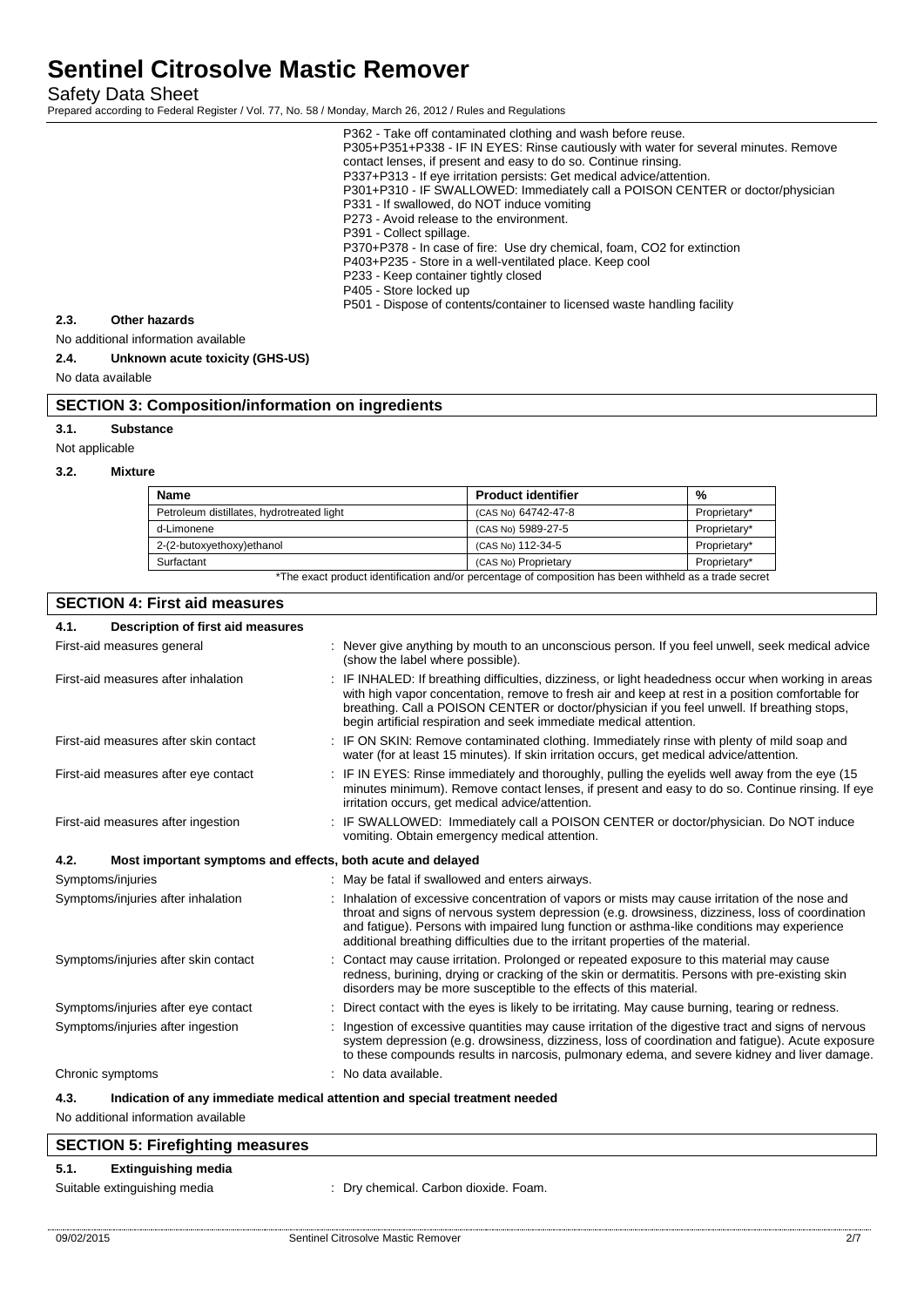P362 - Take off contaminated clothing and wash before reuse.
P305+P351+P338 - IF IN EYES: Rinse cautiously with water for several minutes. Remove contact lenses, if present and easy to do so. Continue rinsing.
P337+P313 - If eye irritation persists: Get medical advice/attention.
P301+P310 - IF SWALLOWED: Immediately call a POISON CENTER or doctor/physician
P331 - If swallowed, do NOT induce vomiting
P273 - Avoid release to the environment.
P391 - Collect spillage.
P370+P378 - In case of fire: Use dry chemical, foam, CO2 for extinction
P403+P235 - Store in a well-ventilated place. Keep cool
P233 - Keep container tightly closed
P405 - Store locked up
P501 - Dispose of contents/container to licensed waste handling facility

### 2.3. Other hazards

No additional information available

### 2.4. Unknown acute toxicity (GHS-US)

No data available

## SECTION 3: Composition/information on ingredients

### 3.1. Substance

Not applicable

### 3.2. Mixture

| Name | Product identifier | % |
|---|---|---|
| Petroleum distillates, hydrotreated light | (CAS No) 64742-47-8 | Proprietary* |
| d-Limonene | (CAS No) 5989-27-5 | Proprietary* |
| 2-(2-butoxyethoxy)ethanol | (CAS No) 112-34-5 | Proprietary* |
| Surfactant | (CAS No) Proprietary | Proprietary* |

*The exact product identification and/or percentage of composition has been withheld as a trade secret

## SECTION 4: First aid measures

### 4.1. Description of first aid measures

First-aid measures general : Never give anything by mouth to an unconscious person. If you feel unwell, seek medical advice (show the label where possible).

First-aid measures after inhalation : IF INHALED: If breathing difficulties, dizziness, or light headedness occur when working in areas with high vapor concentration, remove to fresh air and keep at rest in a position comfortable for breathing. Call a POISON CENTER or doctor/physician if you feel unwell. If breathing stops, begin artificial respiration and seek immediate medical attention.

First-aid measures after skin contact : IF ON SKIN: Remove contaminated clothing. Immediately rinse with plenty of mild soap and water (for at least 15 minutes). If skin irritation occurs, get medical advice/attention.

First-aid measures after eye contact : IF IN EYES: Rinse immediately and thoroughly, pulling the eyelids well away from the eye (15 minutes minimum). Remove contact lenses, if present and easy to do so. Continue rinsing. If eye irritation occurs, get medical advice/attention.

First-aid measures after ingestion : IF SWALLOWED: Immediately call a POISON CENTER or doctor/physician. Do NOT induce vomiting. Obtain emergency medical attention.

### 4.2. Most important symptoms and effects, both acute and delayed

Symptoms/injuries : May be fatal if swallowed and enters airways.

Symptoms/injuries after inhalation : Inhalation of excessive concentration of vapors or mists may cause irritation of the nose and throat and signs of nervous system depression (e.g. drowsiness, dizziness, loss of coordination and fatigue). Persons with impaired lung function or asthma-like conditions may experience additional breathing difficulties due to the irritant properties of the material.

Symptoms/injuries after skin contact : Contact may cause irritation. Prolonged or repeated exposure to this material may cause redness, burining, drying or cracking of the skin or dermatitis. Persons with pre-existing skin disorders may be more susceptible to the effects of this material.

Symptoms/injuries after eye contact : Direct contact with the eyes is likely to be irritating. May cause burning, tearing or redness.

Symptoms/injuries after ingestion : Ingestion of excessive quantities may cause irritation of the digestive tract and signs of nervous system depression (e.g. drowsiness, dizziness, loss of coordination and fatigue). Acute exposure to these compounds results in narcosis, pulmonary edema, and severe kidney and liver damage.

Chronic symptoms : No data available.

### 4.3. Indication of any immediate medical attention and special treatment needed

No additional information available

## SECTION 5: Firefighting measures

### 5.1. Extinguishing media

Suitable extinguishing media : Dry chemical. Carbon dioxide. Foam.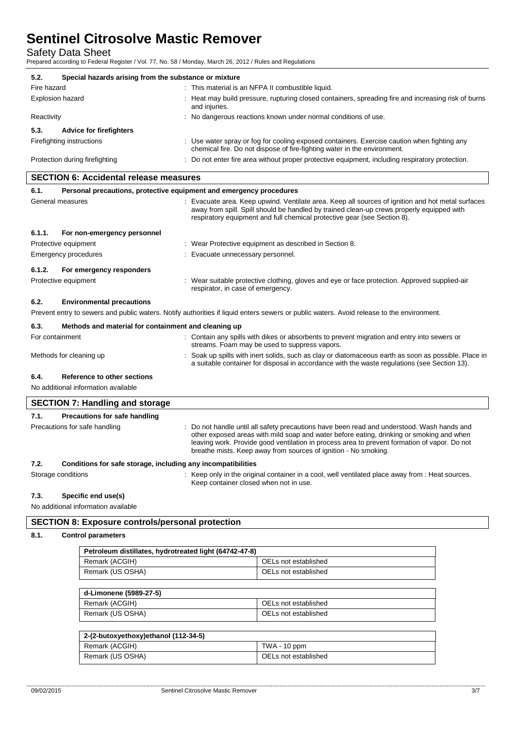### 5.2. Special hazards arising from the substance or mixture

Fire hazard : This material is an NFPA II combustible liquid.

Explosion hazard : Heat may build pressure, rupturing closed containers, spreading fire and increasing risk of burns and injuries.

Reactivity : No dangerous reactions known under normal conditions of use.

### 5.3. Advice for firefighters

Firefighting instructions : Use water spray or fog for cooling exposed containers. Exercise caution when fighting any chemical fire. Do not dispose of fire-fighting water in the environment.

Protection during firefighting : Do not enter fire area without proper protective equipment, including respiratory protection.

## SECTION 6: Accidental release measures

### 6.1. Personal precautions, protective equipment and emergency procedures

General measures : Evacuate area. Keep upwind. Ventilate area. Keep all sources of ignition and hot metal surfaces away from spill. Spill should be handled by trained clean-up crews properly equipped with respiratory equipment and full chemical protective gear (see Section 8).

#### 6.1.1. For non-emergency personnel

Protective equipment : Wear Protective equipment as described in Section 8.

Emergency procedures : Evacuate unnecessary personnel.

#### 6.1.2. For emergency responders

Protective equipment : Wear suitable protective clothing, gloves and eye or face protection. Approved supplied-air respirator, in case of emergency.

### 6.2. Environmental precautions

Prevent entry to sewers and public waters. Notify authorities if liquid enters sewers or public waters. Avoid release to the environment.

### 6.3. Methods and material for containment and cleaning up

For containment : Contain any spills with dikes or absorbents to prevent migration and entry into sewers or streams. Foam may be used to suppress vapors.

Methods for cleaning up : Soak up spills with inert solids, such as clay or diatomaceous earth as soon as possible. Place in a suitable container for disposal in accordance with the waste regulations (see Section 13).

### 6.4. Reference to other sections

No additional information available

## SECTION 7: Handling and storage

### 7.1. Precautions for safe handling

Precautions for safe handling : Do not handle until all safety precautions have been read and understood. Wash hands and other exposed areas with mild soap and water before eating, drinking or smoking and when leaving work. Provide good ventilation in process area to prevent formation of vapor. Do not breathe mists. Keep away from sources of ignition - No smoking.

### 7.2. Conditions for safe storage, including any incompatibilities

Storage conditions : Keep only in the original container in a cool, well ventilated place away from : Heat sources. Keep container closed when not in use.

### 7.3. Specific end use(s)

No additional information available

## SECTION 8: Exposure controls/personal protection

### 8.1. Control parameters

| Petroleum distillates, hydrotreated light (64742-47-8) | |
|---|---|
| Remark (ACGIH) | OELs not established |
| Remark (US OSHA) | OELs not established |

| d-Limonene (5989-27-5) | |
|---|---|
| Remark (ACGIH) | OELs not established |
| Remark (US OSHA) | OELs not established |

| 2-(2-butoxyethoxy)ethanol (112-34-5) | |
|---|---|
| Remark (ACGIH) | TWA - 10 ppm |
| Remark (US OSHA) | OELs not established |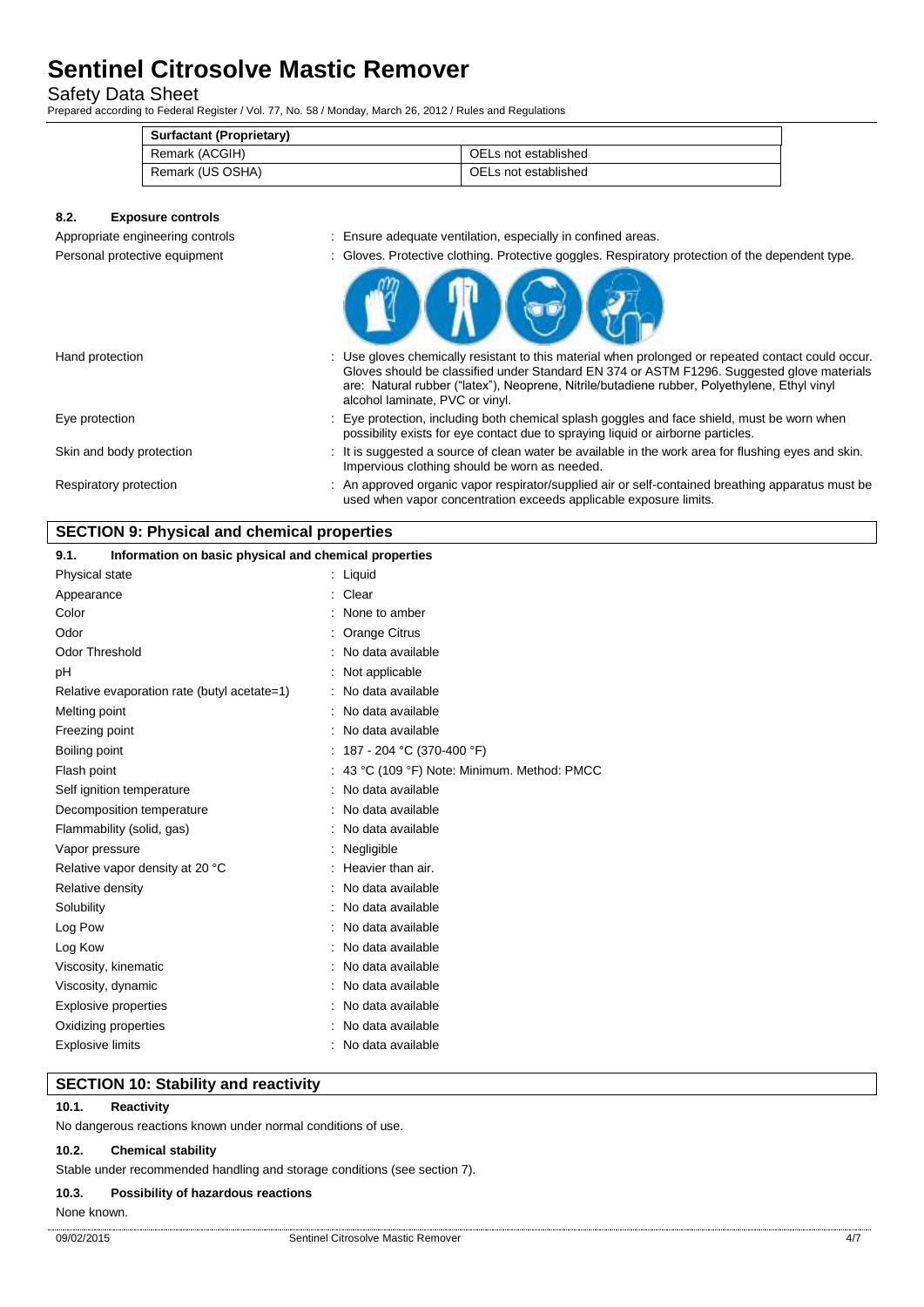| Surfactant (Proprietary) | |
| --- | --- |
| Remark (ACGIH) | OELs not established |
| Remark (US OSHA) | OELs not established |

### 8.2. Exposure controls

Appropriate engineering controls : Ensure adequate ventilation, especially in confined areas.

Personal protective equipment : Gloves. Protective clothing. Protective goggles. Respiratory protection of the dependent type.

Hand protection : Use gloves chemically resistant to this material when prolonged or repeated contact could occur. Gloves should be classified under Standard EN 374 or ASTM F1296. Suggested glove materials are: Natural rubber ("latex"), Neoprene, Nitrile/butadiene rubber, Polyethylene, Ethyl vinyl alcohol laminate, PVC or vinyl.

Eye protection : Eye protection, including both chemical splash goggles and face shield, must be worn when possibility exists for eye contact due to spraying liquid or airborne particles.

Skin and body protection : It is suggested a source of clean water be available in the work area for flushing eyes and skin. Impervious clothing should be worn as needed.

Respiratory protection : An approved organic vapor respirator/supplied air or self-contained breathing apparatus must be used when vapor concentration exceeds applicable exposure limits.

## SECTION 9: Physical and chemical properties

### 9.1. Information on basic physical and chemical properties

| | |
| --- | --- |
| Physical state | : Liquid |
| Appearance | : Clear |
| Color | : None to amber |
| Odor | : Orange Citrus |
| Odor Threshold | : No data available |
| pH | : Not applicable |
| Relative evaporation rate (butyl acetate=1) | : No data available |
| Melting point | : No data available |
| Freezing point | : No data available |
| Boiling point | : 187 - 204 °C (370-400 °F) |
| Flash point | : 43 °C (109 °F) Note: Minimum. Method: PMCC |
| Self ignition temperature | : No data available |
| Decomposition temperature | : No data available |
| Flammability (solid, gas) | : No data available |
| Vapor pressure | : Negligible |
| Relative vapor density at 20 °C | : Heavier than air. |
| Relative density | : No data available |
| Solubility | : No data available |
| Log Pow | : No data available |
| Log Kow | : No data available |
| Viscosity, kinematic | : No data available |
| Viscosity, dynamic | : No data available |
| Explosive properties | : No data available |
| Oxidizing properties | : No data available |
| Explosive limits | : No data available |

## SECTION 10: Stability and reactivity

### 10.1. Reactivity

No dangerous reactions known under normal conditions of use.

### 10.2. Chemical stability

Stable under recommended handling and storage conditions (see section 7).

### 10.3. Possibility of hazardous reactions

None known.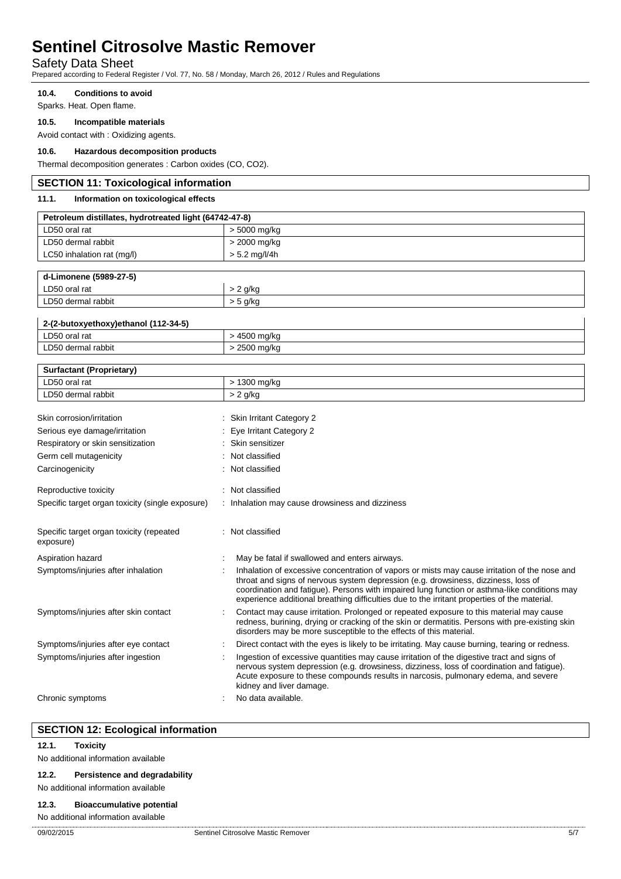#### 10.4. Conditions to avoid

Sparks. Heat. Open flame.

#### 10.5. Incompatible materials

Avoid contact with : Oxidizing agents.

#### 10.6. Hazardous decomposition products

Thermal decomposition generates : Carbon oxides (CO, $CO_2$).

## SECTION 11: Toxicological information

#### 11.1. Information on toxicological effects

| Petroleum distillates, hydrotreated light (64742-47-8) | |
|---|---|
| LD50 oral rat | > 5000 mg/kg |
| LD50 dermal rabbit | > 2000 mg/kg |
| LC50 inhalation rat (mg/l) | > 5.2 mg/l/4h |

| d-Limonene (5989-27-5) | |
|---|---|
| LD50 oral rat | > 2 g/kg |
| LD50 dermal rabbit | > 5 g/kg |

| 2-(2-butoxyethoxy)ethanol (112-34-5) | |
|---|---|
| LD50 oral rat | > 4500 mg/kg |
| LD50 dermal rabbit | > 2500 mg/kg |

| Surfactant (Proprietary) | |
|---|---|
| LD50 oral rat | > 1300 mg/kg |
| LD50 dermal rabbit | > 2 g/kg |

Skin corrosion/irritation : Skin Irritant Category 2

Serious eye damage/irritation : Eye Irritant Category 2

Respiratory or skin sensitization : Skin sensitizer

Germ cell mutagenicity : Not classified

Carcinogenicity : Not classified

Reproductive toxicity : Not classified

Specific target organ toxicity (single exposure) : Inhalation may cause drowsiness and dizziness

Specific target organ toxicity (repeated exposure) : Not classified

Aspiration hazard : May be fatal if swallowed and enters airways.

Symptoms/injuries after inhalation : Inhalation of excessive concentration of vapors or mists may cause irritation of the nose and throat and signs of nervous system depression (e.g. drowsiness, dizziness, loss of coordination and fatigue). Persons with impaired lung function or asthma-like conditions may experience additional breathing difficulties due to the irritant properties of the material.

Symptoms/injuries after skin contact : Contact may cause irritation. Prolonged or repeated exposure to this material may cause redness, burining, drying or cracking of the skin or dermatitis. Persons with pre-existing skin disorders may be more susceptible to the effects of this material.

Symptoms/injuries after eye contact : Direct contact with the eyes is likely to be irritating. May cause burning, tearing or redness.

Symptoms/injuries after ingestion : Ingestion of excessive quantities may cause irritation of the digestive tract and signs of nervous system depression (e.g. drowsiness, dizziness, loss of coordination and fatigue). Acute exposure to these compounds results in narcosis, pulmonary edema, and severe kidney and liver damage.

Chronic symptoms : No data available.

## SECTION 12: Ecological information

#### 12.1. Toxicity

No additional information available

#### 12.2. Persistence and degradability

No additional information available

#### 12.3. Bioaccumulative potential

No additional information available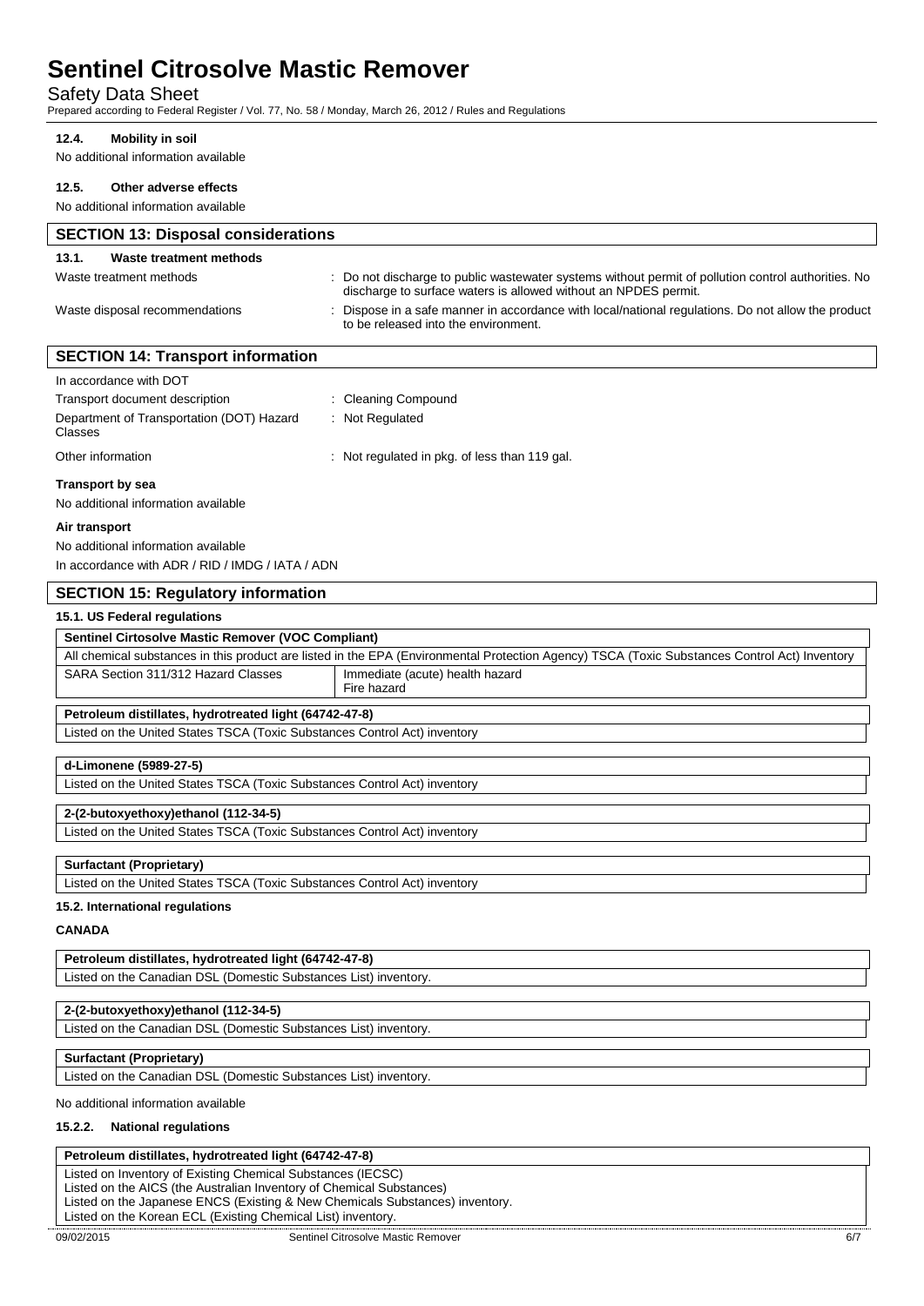#### 12.4. Mobility in soil

No additional information available

#### 12.5. Other adverse effects

No additional information available

## SECTION 13: Disposal considerations

### 13.1. Waste treatment methods

| | |
|---|---|
| Waste treatment methods | : Do not discharge to public wastewater systems without permit of pollution control authorities. No discharge to surface waters is allowed without an NPDES permit. |
| Waste disposal recommendations | : Dispose in a safe manner in accordance with local/national regulations. Do not allow the product to be released into the environment. |

## SECTION 14: Transport information

In accordance with DOT

| | |
|---|---|
| Transport document description | : Cleaning Compound |
| Department of Transportation (DOT) Hazard Classes | : Not Regulated |
| Other information | : Not regulated in pkg. of less than 119 gal. |

**Transport by sea**

No additional information available

**Air transport**

No additional information available

In accordance with ADR / RID / IMDG / IATA / ADN

## SECTION 15: Regulatory information

### 15.1. US Federal regulations

| **Sentinel Cirtosolve Mastic Remover (VOC Compliant)** | |
|---|---|
| All chemical substances in this product are listed in the EPA (Environmental Protection Agency) TSCA (Toxic Substances Control Act) Inventory | |
| SARA Section 311/312 Hazard Classes | Immediate (acute) health hazard<br>Fire hazard |

| **Petroleum distillates, hydrotreated light (64742-47-8)** |
|---|
| Listed on the United States TSCA (Toxic Substances Control Act) inventory |

| **d-Limonene (5989-27-5)** |
|---|
| Listed on the United States TSCA (Toxic Substances Control Act) inventory |

| **2-(2-butoxyethoxy)ethanol (112-34-5)** |
|---|
| Listed on the United States TSCA (Toxic Substances Control Act) inventory |

| **Surfactant (Proprietary)** |
|---|
| Listed on the United States TSCA (Toxic Substances Control Act) inventory |

### 15.2. International regulations

**CANADA**

| **Petroleum distillates, hydrotreated light (64742-47-8)** |
|---|
| Listed on the Canadian DSL (Domestic Substances List) inventory. |

| **2-(2-butoxyethoxy)ethanol (112-34-5)** |
|---|
| Listed on the Canadian DSL (Domestic Substances List) inventory. |

| **Surfactant (Proprietary)** |
|---|
| Listed on the Canadian DSL (Domestic Substances List) inventory. |

No additional information available

#### 15.2.2. National regulations

| **Petroleum distillates, hydrotreated light (64742-47-8)** |
|---|
| Listed on Inventory of Existing Chemical Substances (IECSC)<br>Listed on the AICS (the Australian Inventory of Chemical Substances)<br>Listed on the Japanese ENCS (Existing & New Chemicals Substances) inventory.<br>Listed on the Korean ECL (Existing Chemical List) inventory. |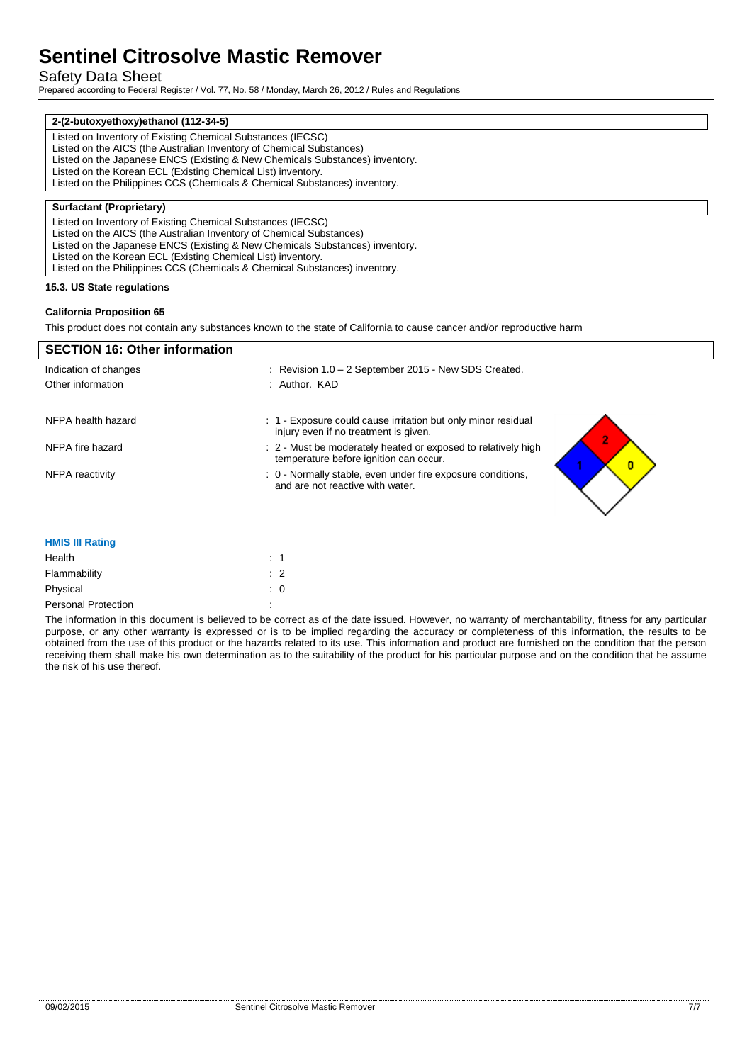| 2-(2-butoxyethoxy)ethanol (112-34-5) |
| --- |
| Listed on Inventory of Existing Chemical Substances (IECSC)<br>Listed on the AICS (the Australian Inventory of Chemical Substances)<br>Listed on the Japanese ENCS (Existing & New Chemicals Substances) inventory.<br>Listed on the Korean ECL (Existing Chemical List) inventory.<br>Listed on the Philippines CCS (Chemicals & Chemical Substances) inventory. |

| Surfactant (Proprietary) |
| --- |
| Listed on Inventory of Existing Chemical Substances (IECSC)<br>Listed on the AICS (the Australian Inventory of Chemical Substances)<br>Listed on the Japanese ENCS (Existing & New Chemicals Substances) inventory.<br>Listed on the Korean ECL (Existing Chemical List) inventory.<br>Listed on the Philippines CCS (Chemicals & Chemical Substances) inventory. |

#### 15.3. US State regulations

**California Proposition 65**

This product does not contain any substances known to the state of California to cause cancer and/or reproductive harm

## SECTION 16: Other information

Indication of changes : Revision 1.0 – 2 September 2015 - New SDS Created.

Other information : Author. KAD

NFPA health hazard : 1 - Exposure could cause irritation but only minor residual injury even if no treatment is given.

NFPA fire hazard : 2 - Must be moderately heated or exposed to relatively high temperature before ignition can occur.

NFPA reactivity : 0 - Normally stable, even under fire exposure conditions, and are not reactive with water.

2
1
0

**HMIS III Rating**

Health : 1

Flammability : 2

Physical : 0

Personal Protection :

The information in this document is believed to be correct as of the date issued. However, no warranty of merchantability, fitness for any particular purpose, or any other warranty is expressed or is to be implied regarding the accuracy or completeness of this information, the results to be obtained from the use of this product or the hazards related to its use. This information and product are furnished on the condition that the person receiving them shall make his own determination as to the suitability of the product for his particular purpose and on the condition that he assume the risk of his use thereof.